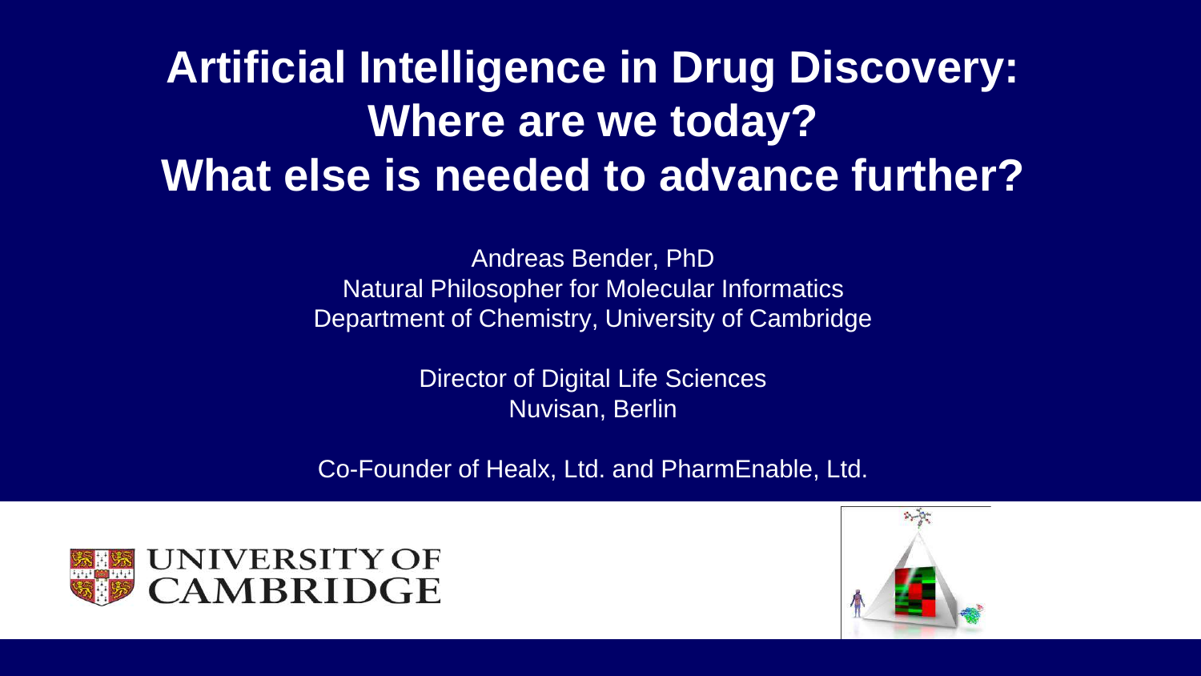# Artificial Intelligence in Drug Discovery: Where are we today? What else is needed to advance further?

Andreas Bender, PhD
Natural Philosopher for Molecular Informatics
Department of Chemistry, University of Cambridge

Director of Digital Life Sciences
Nuvisan, Berlin

Co-Founder of Healx, Ltd. and PharmEnable, Ltd.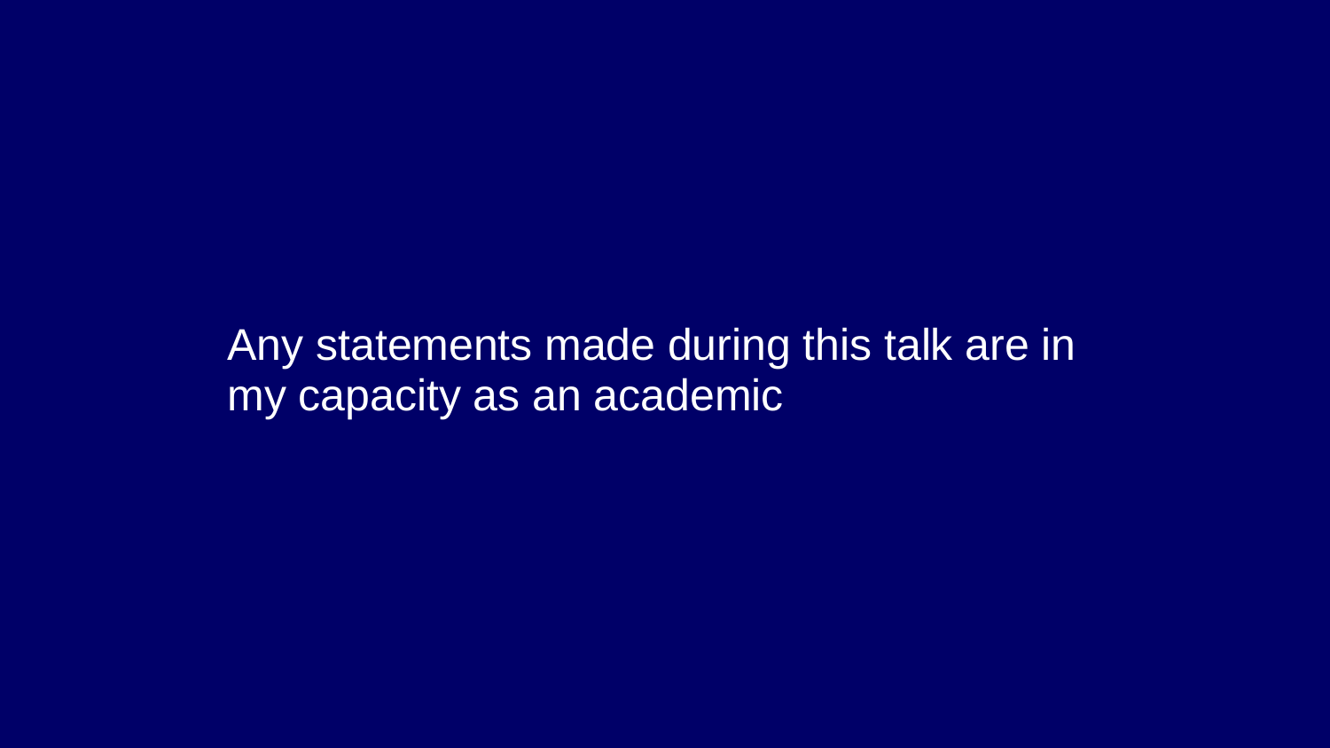Any statements made during this talk are in my capacity as an academic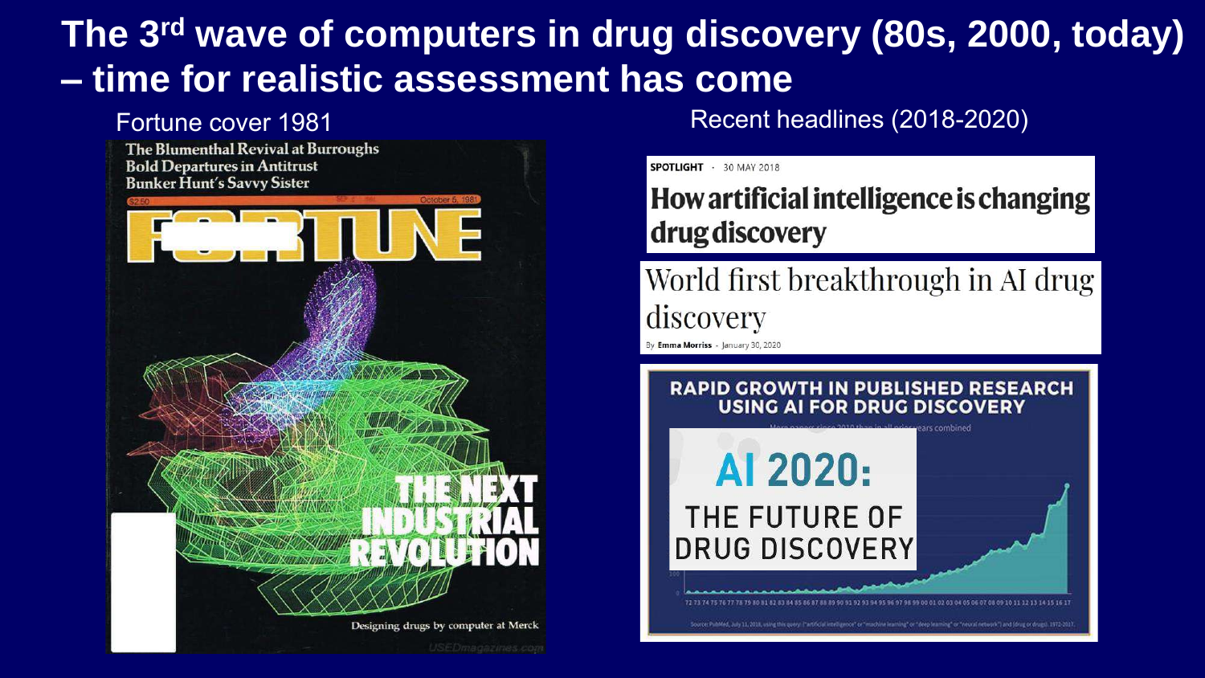# The 3rd wave of computers in drug discovery (80s, 2000, today) – time for realistic assessment has come

Fortune cover 1981

The Blumenthal Revival at Burroughs
Bold Departures in Antitrust
Bunker Hunt's Savvy Sister

FORTUNE

October 5, 1981

THE NEXT INDUSTRIAL REVOLUTION

Designing drugs by computer at Merck

Recent headlines (2018-2020)

SPOTLIGHT · 30 MAY 2018

**How artificial intelligence is changing drug discovery**

World first breakthrough in AI drug discovery

By Emma Morriss - January 30, 2020

RAPID GROWTH IN PUBLISHED RESEARCH USING AI FOR DRUG DISCOVERY

AI 2020: THE FUTURE OF DRUG DISCOVERY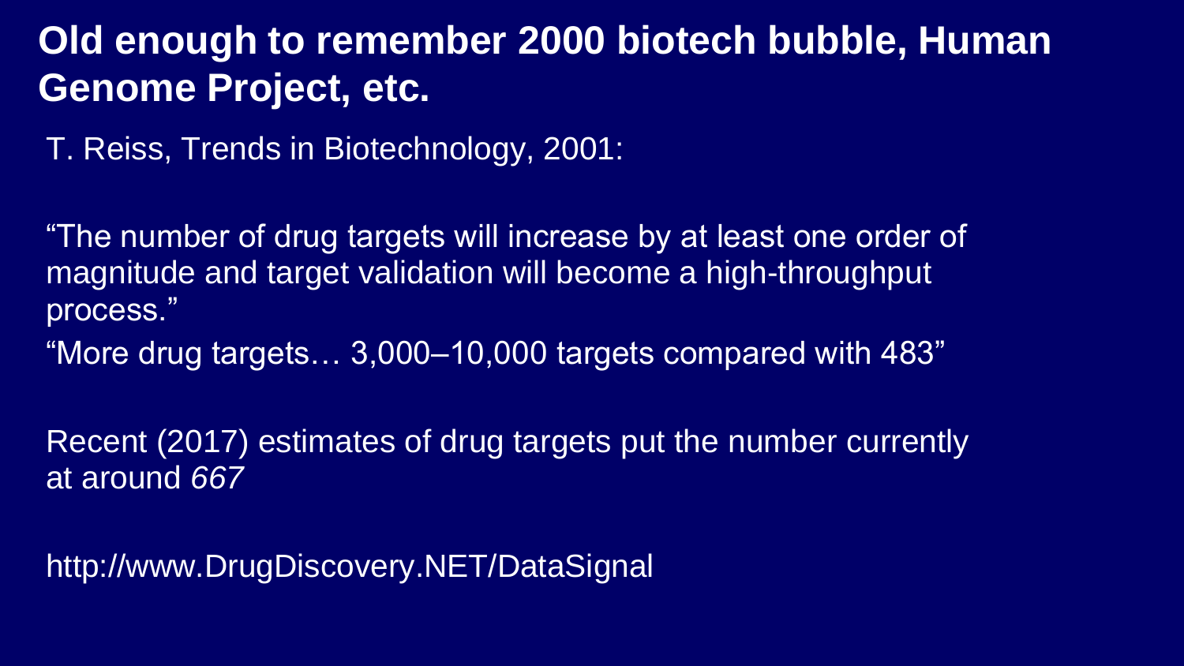# Old enough to remember 2000 biotech bubble, Human Genome Project, etc.

T. Reiss, Trends in Biotechnology, 2001:

“The number of drug targets will increase by at least one order of magnitude and target validation will become a high-throughput process.”

“More drug targets… 3,000–10,000 targets compared with 483”

Recent (2017) estimates of drug targets put the number currently at around *667*

http://www.DrugDiscovery.NET/DataSignal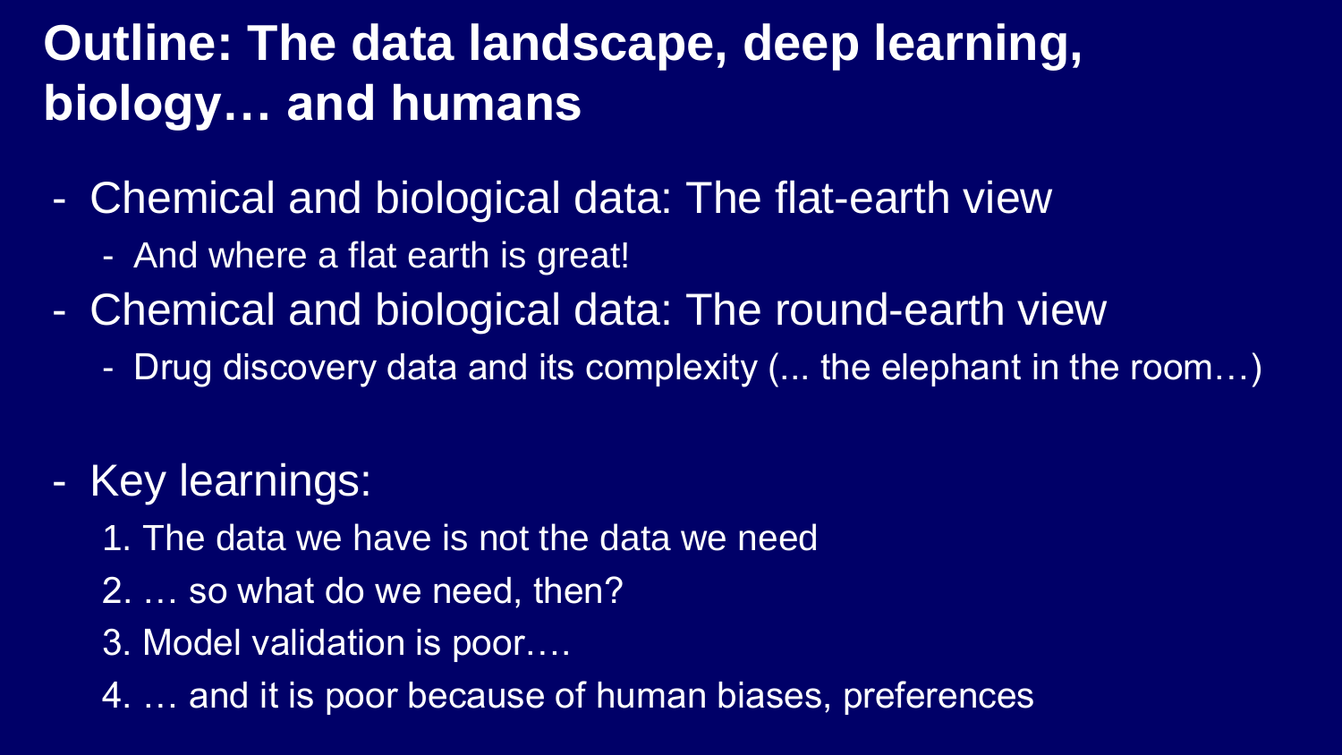# Outline: The data landscape, deep learning, biology… and humans

- Chemical and biological data: The flat-earth view
  - And where a flat earth is great!
- Chemical and biological data: The round-earth view
  - Drug discovery data and its complexity (... the elephant in the room…)

- Key learnings:
  1. The data we have is not the data we need
  2. … so what do we need, then?
  3. Model validation is poor….
  4. … and it is poor because of human biases, preferences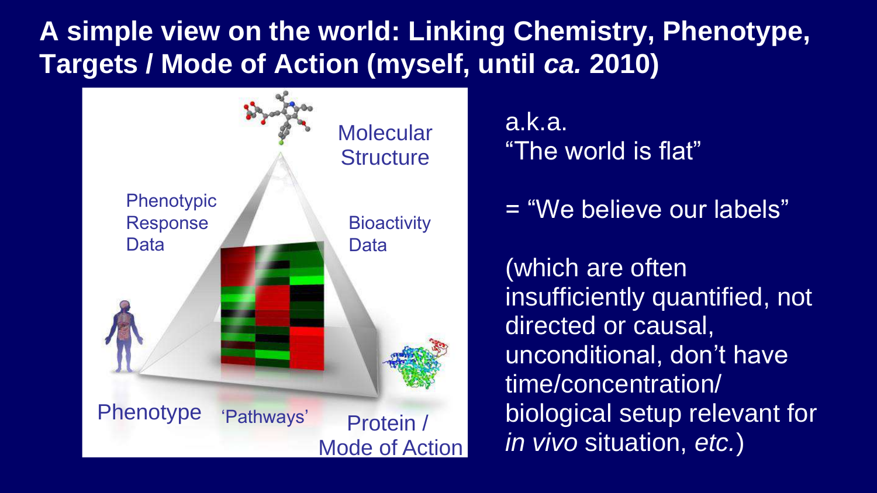# A simple view on the world: Linking Chemistry, Phenotype, Targets / Mode of Action (myself, until *ca.* 2010)

Molecular Structure

Phenotypic Response Data

Bioactivity Data

Phenotype

'Pathways'

Protein / Mode of Action

a.k.a.
"The world is flat"

= "We believe our labels"

(which are often insufficiently quantified, not directed or causal, unconditional, don't have time/concentration/ biological setup relevant for *in vivo* situation, *etc.*)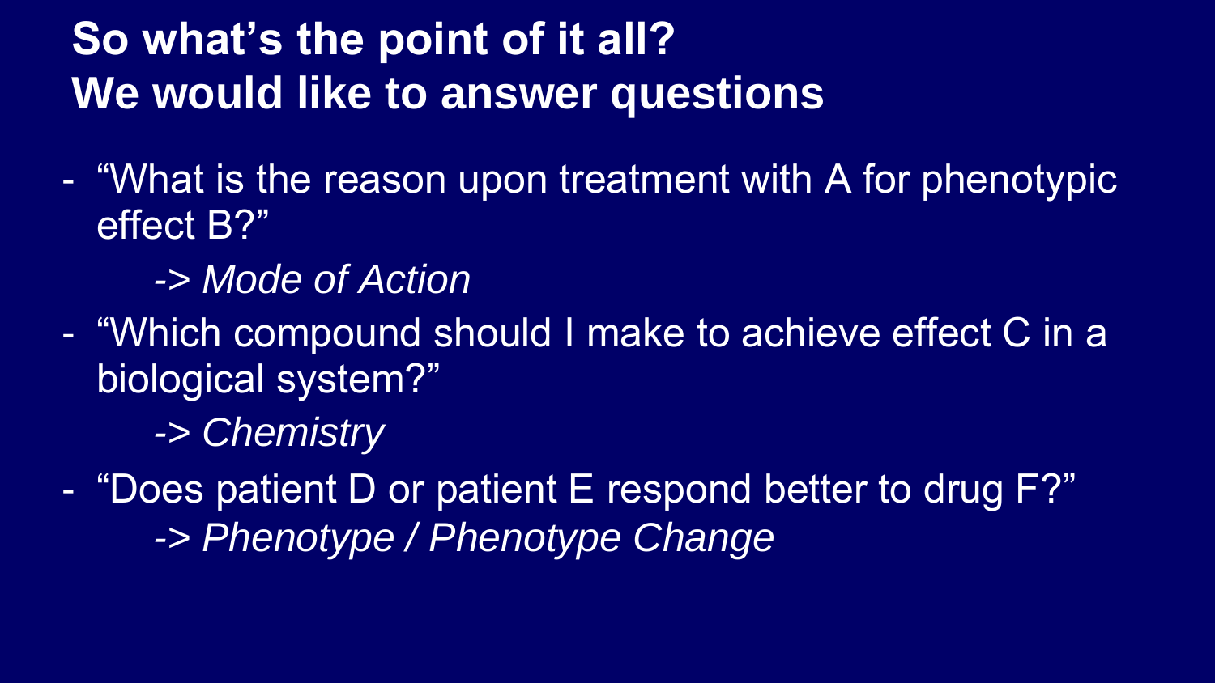# So what's the point of it all? We would like to answer questions

- "What is the reason upon treatment with A for phenotypic effect B?"

  -> *Mode of Action*

- "Which compound should I make to achieve effect C in a biological system?"

  -> *Chemistry*

- "Does patient D or patient E respond better to drug F?"

  -> *Phenotype / Phenotype Change*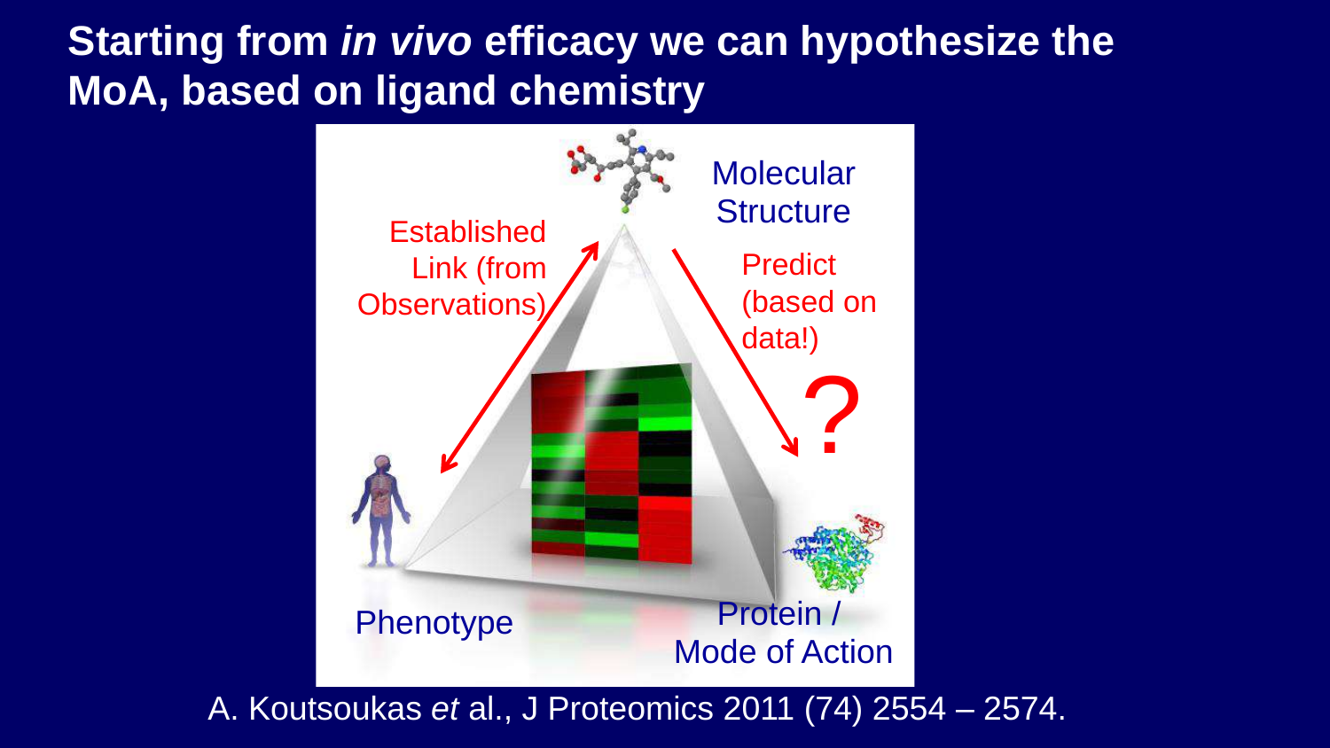# Starting from *in vivo* efficacy we can hypothesize the MoA, based on ligand chemistry

Molecular Structure

Established Link (from Observations)

Predict (based on data!)

?

Phenotype

Protein / Mode of Action

A. Koutsoukas *et* al., J Proteomics 2011 (74) 2554 – 2574.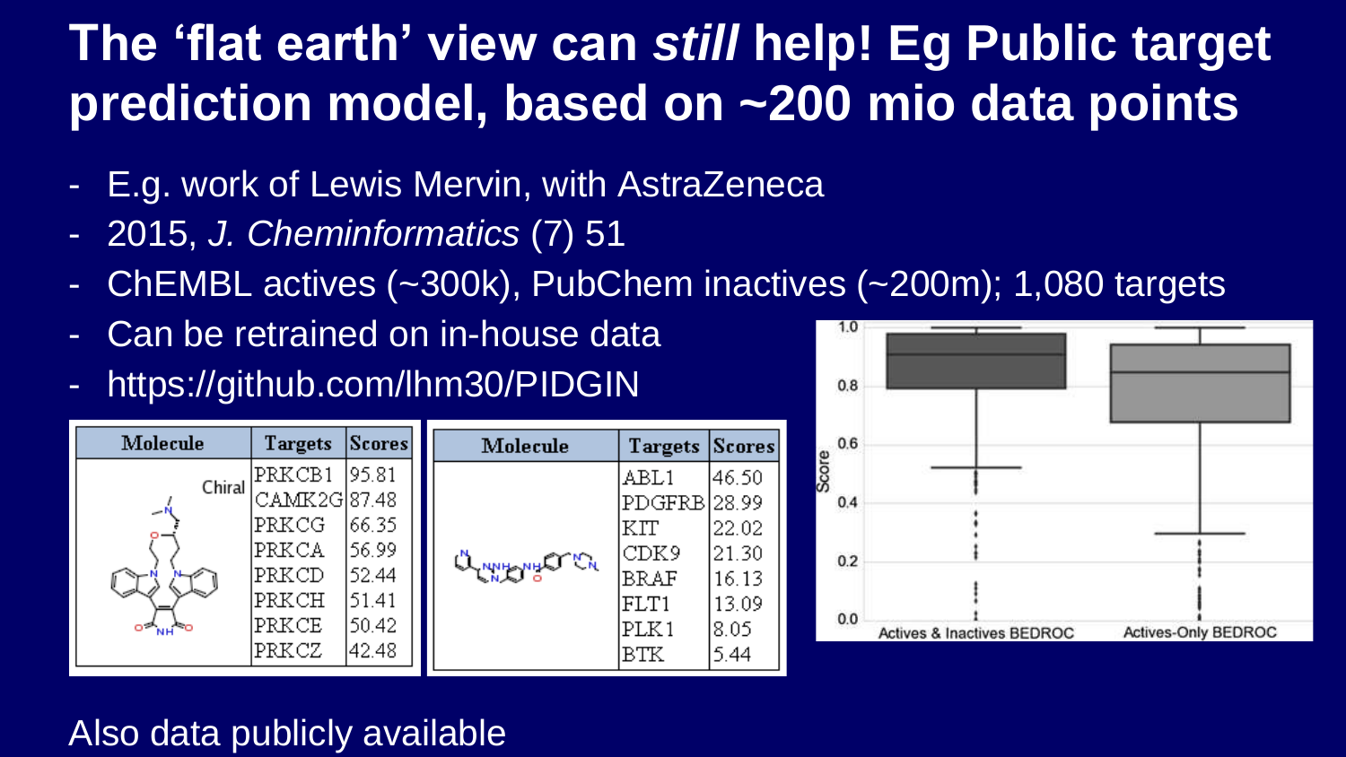# The 'flat earth' view can *still* help! Eg Public target prediction model, based on ~200 mio data points

- E.g. work of Lewis Mervin, with AstraZeneca
- 2015, *J. Cheminformatics* (7) 51
- ChEMBL actives (~300k), PubChem inactives (~200m); 1,080 targets
- Can be retrained on in-house data
- https://github.com/lhm30/PIDGIN

| Molecule | Targets | Scores |
|---|---|---|
| Chiral | PRKCB1 | 95.81 |
| | CAMK2G | 87.48 |
| | PRKCG | 66.35 |
| | PRKCA | 56.99 |
| | PRKCD | 52.44 |
| | PRKCH | 51.41 |
| | PRKCE | 50.42 |
| | PRKCZ | 42.48 |

| Molecule | Targets | Scores |
|---|---|---|
| | ABL1 | 46.50 |
| | PDGFRB | 28.99 |
| | KIT | 22.02 |
| | CDK9 | 21.30 |
| | BRAF | 16.13 |
| | FLT1 | 13.09 |
| | PLK1 | 8.05 |
| | BTK | 5.44 |

Score: 0.0, 0.2, 0.4, 0.6, 0.8, 1.0

Actives & Inactives BEDROC | Actives-Only BEDROC

Also data publicly available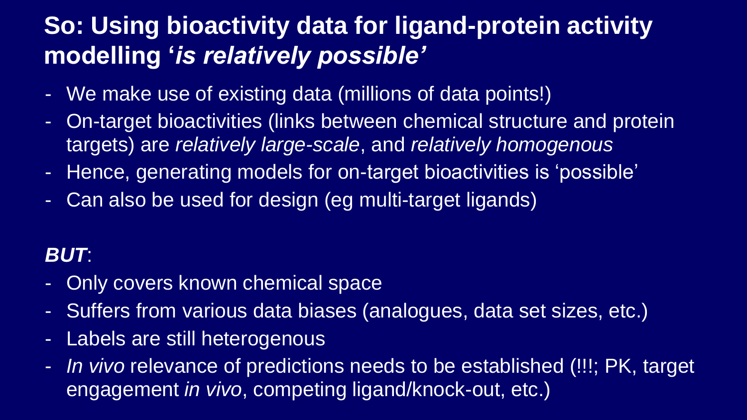# So: Using bioactivity data for ligand-protein activity modelling '*is relatively possible*'

- We make use of existing data (millions of data points!)
- On-target bioactivities (links between chemical structure and protein targets) are *relatively large-scale*, and *relatively homogenous*
- Hence, generating models for on-target bioactivities is 'possible'
- Can also be used for design (eg multi-target ligands)

***BUT***:

- Only covers known chemical space
- Suffers from various data biases (analogues, data set sizes, etc.)
- Labels are still heterogenous
- *In vivo* relevance of predictions needs to be established (!!!; PK, target engagement *in vivo*, competing ligand/knock-out, etc.)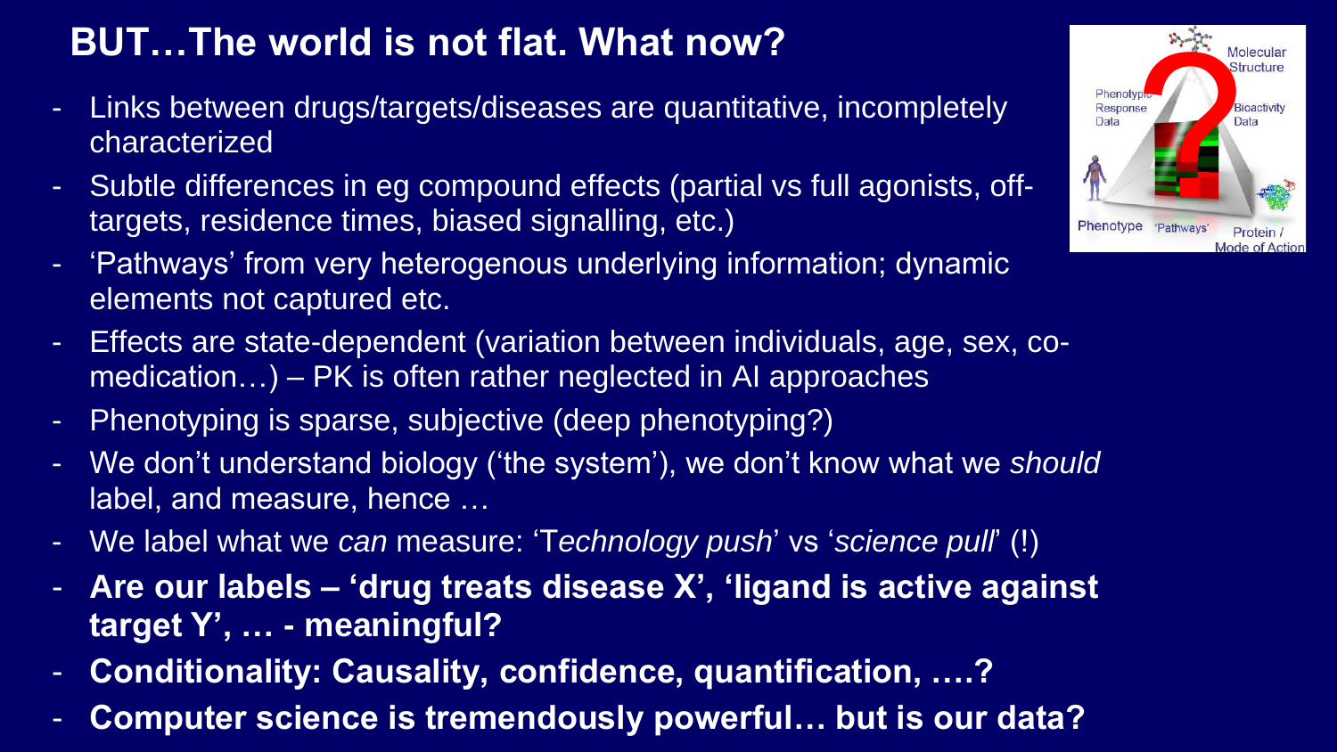# BUT…The world is not flat. What now?

- Links between drugs/targets/diseases are quantitative, incompletely characterized
- Subtle differences in eg compound effects (partial vs full agonists, off-targets, residence times, biased signalling, etc.)
- 'Pathways' from very heterogenous underlying information; dynamic elements not captured etc.
- Effects are state-dependent (variation between individuals, age, sex, co-medication…) – PK is often rather neglected in AI approaches
- Phenotyping is sparse, subjective (deep phenotyping?)
- We don't understand biology ('the system'), we don't know what we *should* label, and measure, hence …
- We label what we *can* measure: 'T*echnology push*' vs '*science pull*' (!)
- **Are our labels – 'drug treats disease X', 'ligand is active against target Y', … - meaningful?**
- **Conditionality: Causality, confidence, quantification, ….?**
- **Computer science is tremendously powerful… but is our data?**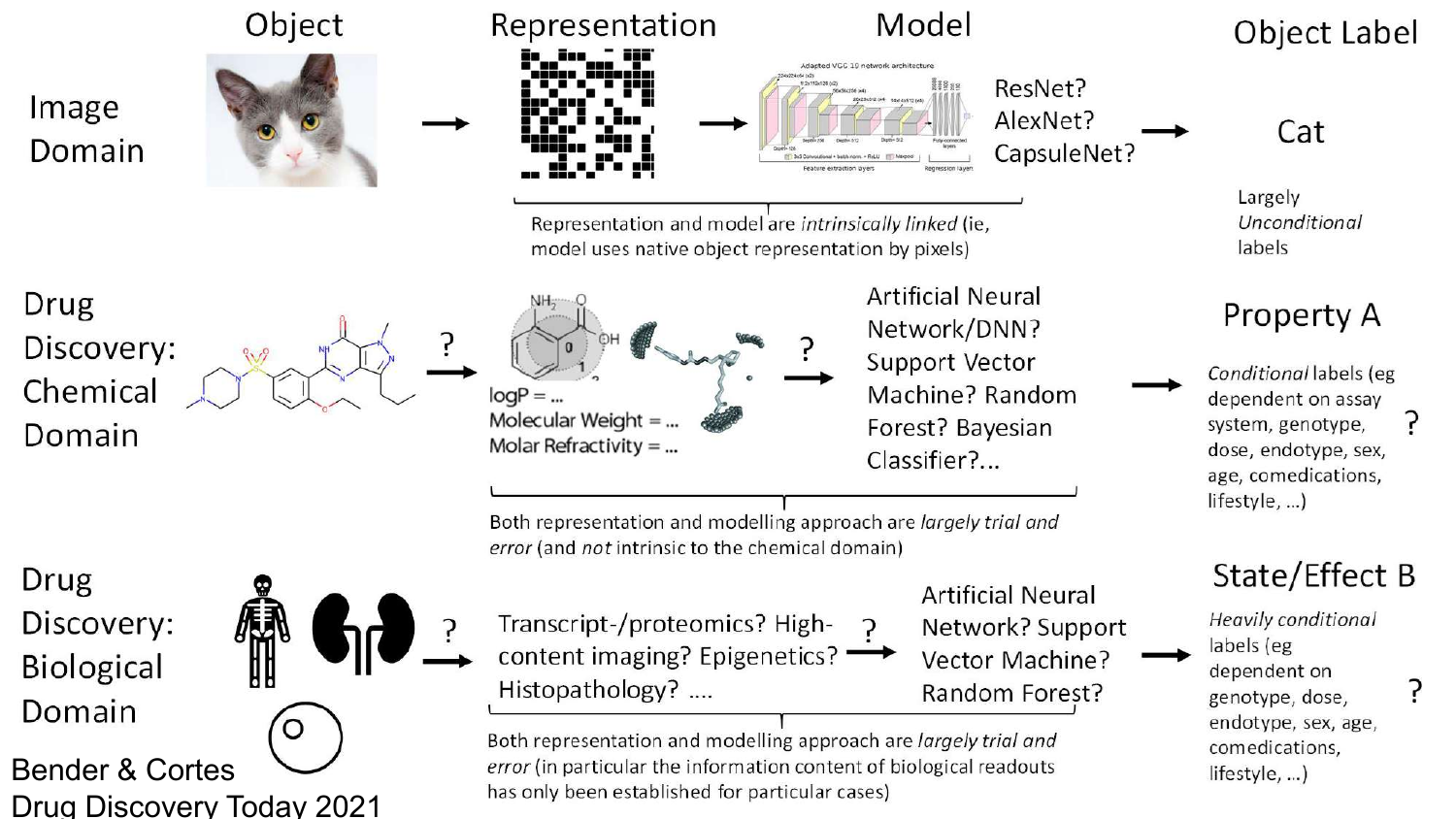| | Object | Representation | Model | Object Label |
| --- | --- | --- | --- | --- |
| Image Domain | → | → | ResNet? AlexNet? CapsuleNet? → | Cat |
| | | Representation and model are *intrinsically linked* (ie, model uses native object representation by pixels) | | Largely *Unconditional* labels |
| Drug Discovery: Chemical Domain | ? → | logP = ... Molecular Weight = ... Molar Refractivity = ... ? → | Artificial Neural Network/DNN? Support Vector Machine? Random Forest? Bayesian Classifier?... → | Property A |
| | | Both representation and modelling approach are *largely trial and error* (and *not* intrinsic to the chemical domain) | | *Conditional* labels (eg dependent on assay system, genotype, dose, endotype, sex, age, comedications, lifestyle, ...) ? |
| Drug Discovery: Biological Domain | ? → | Transcript-/proteomics? High-content imaging? Epigenetics? Histopathology? .... ? → | Artificial Neural Network? Support Vector Machine? Random Forest? → | State/Effect B |
| | | Both representation and modelling approach are *largely trial and error* (in particular the information content of biological readouts has only been established for particular cases) | | *Heavily conditional* labels (eg dependent on genotype, dose, endotype, sex, age, comedications, lifestyle, ...) ? |

Bender & Cortes
Drug Discovery Today 2021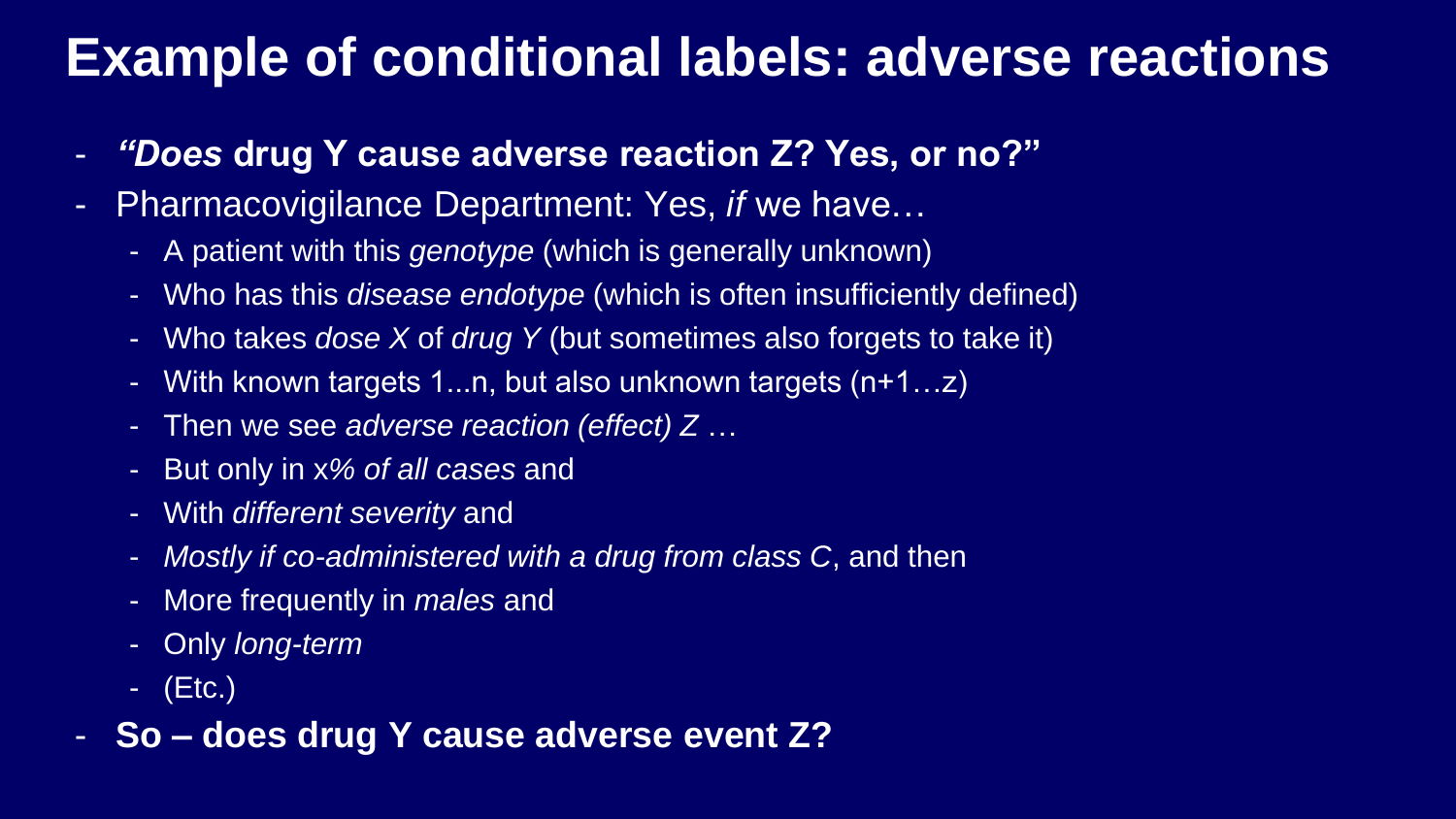# Example of conditional labels: adverse reactions

- ***"Does* drug Y cause adverse reaction Z? Yes, or no?"**
- Pharmacovigilance Department: Yes, *if* we have…
  - A patient with this *genotype* (which is generally unknown)
  - Who has this *disease endotype* (which is often insufficiently defined)
  - Who takes *dose X* of *drug Y* (but sometimes also forgets to take it)
  - With known targets 1...n, but also unknown targets (n+1…z)
  - Then we see *adverse reaction (effect) Z* …
  - But only in x*% of all cases* and
  - With *different severity* and
  - *Mostly if co-administered with a drug from class C*, and then
  - More frequently in *males* and
  - Only *long-term*
  - (Etc.)
- **So – does drug Y cause adverse event Z?**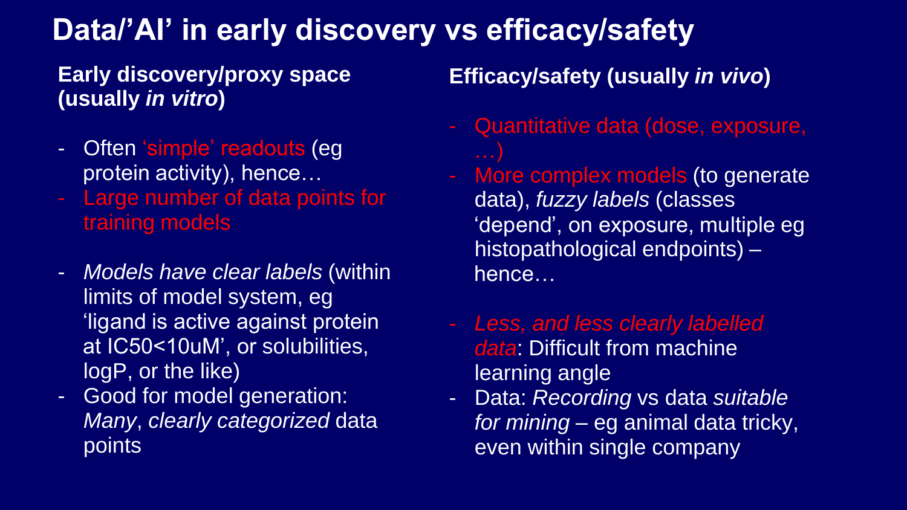# Data/'AI' in early discovery vs efficacy/safety

**Early discovery/proxy space (usually *in vitro*)**

- Often 'simple' readouts (eg protein activity), hence…
- Large number of data points for training models

- *Models have clear labels* (within limits of model system, eg 'ligand is active against protein at IC50<10uM', or solubilities, logP, or the like)
- Good for model generation: *Many*, *clearly categorized* data points

**Efficacy/safety (usually *in vivo*)**

- Quantitative data (dose, exposure, …)
- More complex models (to generate data), *fuzzy labels* (classes 'depend', on exposure, multiple eg histopathological endpoints) – hence…

- *Less, and less clearly labelled data*: Difficult from machine learning angle
- Data: *Recording* vs data *suitable for mining* – eg animal data tricky, even within single company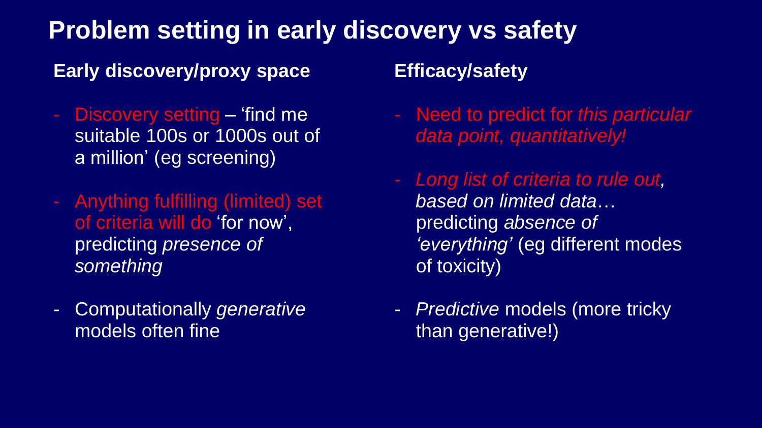# Problem setting in early discovery vs safety

## Early discovery/proxy space

- Discovery setting – 'find me suitable 100s or 1000s out of a million' (eg screening)
- Anything fulfilling (limited) set of criteria will do 'for now', predicting *presence of something*
- Computationally *generative* models often fine

## Efficacy/safety

- Need to predict for *this particular data point, quantitatively!*
- *Long list of criteria to rule out, based on limited data*… predicting *absence of 'everything'* (eg different modes of toxicity)
- *Predictive* models (more tricky than generative!)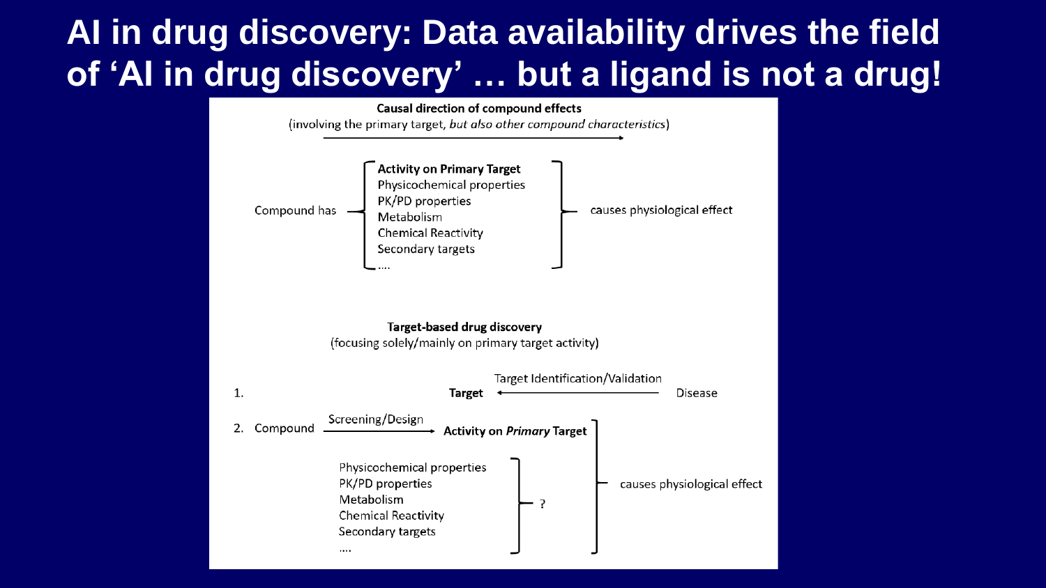# AI in drug discovery: Data availability drives the field of 'AI in drug discovery' … but a ligand is not a drug!

**Causal direction of compound effects**

(involving the primary target, *but also other compound characteristics*)

Compound has:

- **Activity on Primary Target**
- Physicochemical properties
- PK/PD properties
- Metabolism
- Chemical Reactivity
- Secondary targets
- ….

→ causes physiological effect

**Target-based drug discovery**

(focusing solely/mainly on primary target activity)

1. **Target** ← (Target Identification/Validation) ← Disease
2. Compound → (Screening/Design) → **Activity on *Primary* Target**

   - Physicochemical properties
   - PK/PD properties
   - Metabolism
   - Chemical Reactivity
   - Secondary targets
   - ….

   → ?

   → causes physiological effect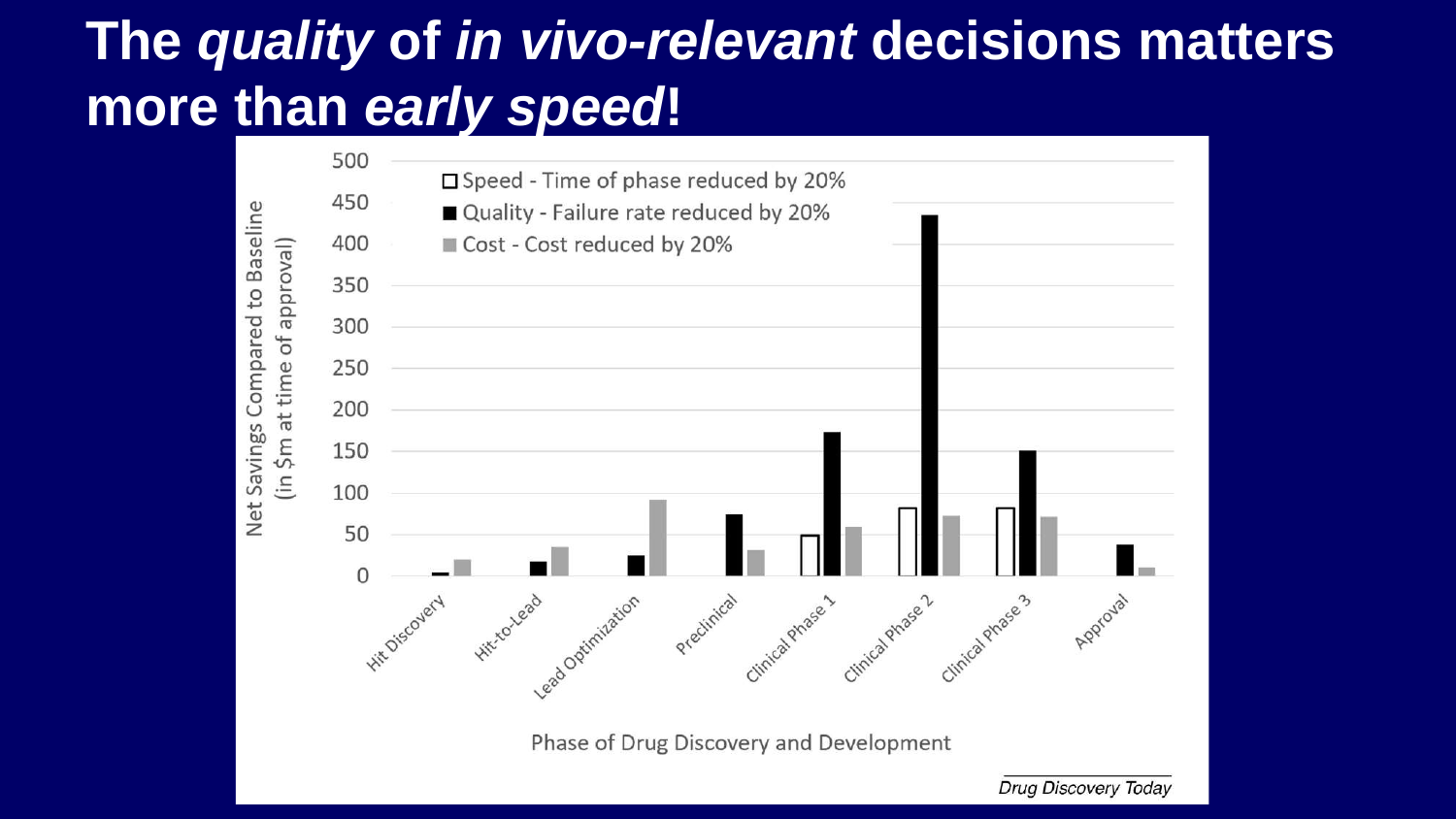# The *quality* of *in vivo-relevant* decisions matters more than *early speed*!

Net Savings Compared to Baseline (in $m at time of approval)

- Speed - Time of phase reduced by 20%
- Quality - Failure rate reduced by 20%
- Cost - Cost reduced by 20%

Phase of Drug Discovery and Development: Hit Discovery, Hit-to-Lead, Lead Optimization, Preclinical, Clinical Phase 1, Clinical Phase 2, Clinical Phase 3, Approval

*Drug Discovery Today*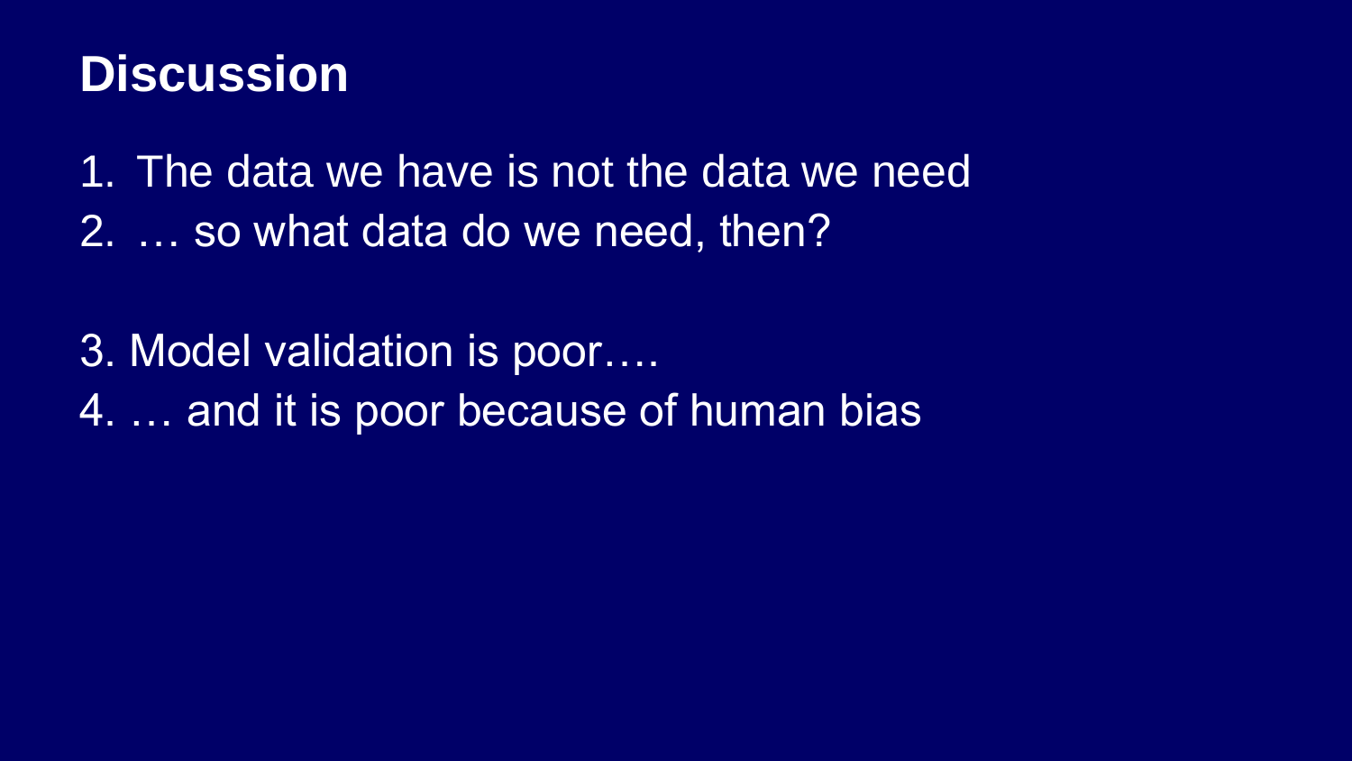# Discussion

1. The data we have is not the data we need
2. … so what data do we need, then?

3. Model validation is poor….
4. … and it is poor because of human bias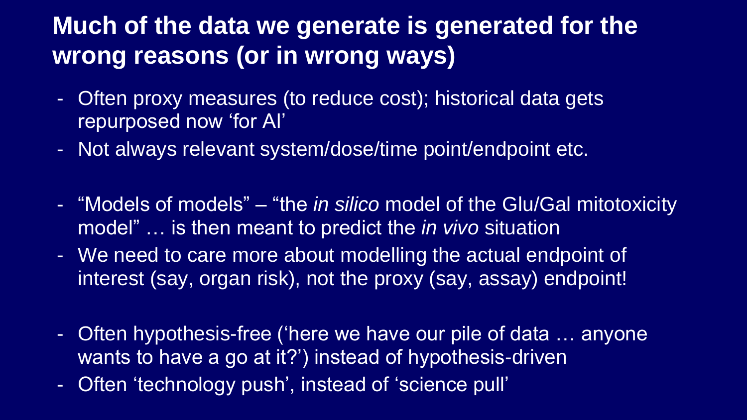## Much of the data we generate is generated for the wrong reasons (or in wrong ways)

- Often proxy measures (to reduce cost); historical data gets repurposed now 'for AI'
- Not always relevant system/dose/time point/endpoint etc.

- "Models of models" – "the *in silico* model of the Glu/Gal mitotoxicity model" … is then meant to predict the *in vivo* situation
- We need to care more about modelling the actual endpoint of interest (say, organ risk), not the proxy (say, assay) endpoint!

- Often hypothesis-free ('here we have our pile of data … anyone wants to have a go at it?') instead of hypothesis-driven
- Often 'technology push', instead of 'science pull'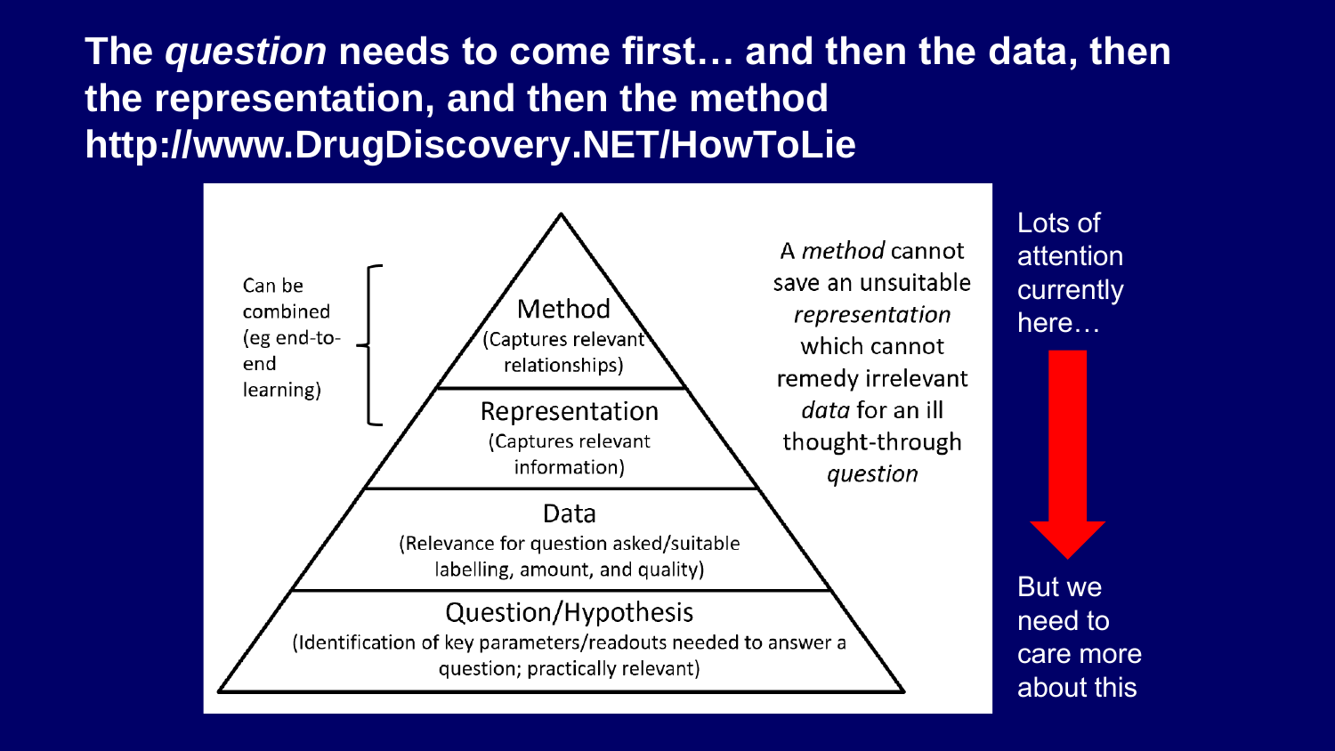# The *question* needs to come first… and then the data, then the representation, and then the method http://www.DrugDiscovery.NET/HowToLie

Can be combined (eg end-to-end learning)

**Method** (Captures relevant relationships)

**Representation** (Captures relevant information)

**Data** (Relevance for question asked/suitable labelling, amount, and quality)

**Question/Hypothesis** (Identification of key parameters/readouts needed to answer a question; practically relevant)

A *method* cannot save an unsuitable *representation* which cannot remedy irrelevant *data* for an ill thought-through *question*

Lots of attention currently here…

But we need to care more about this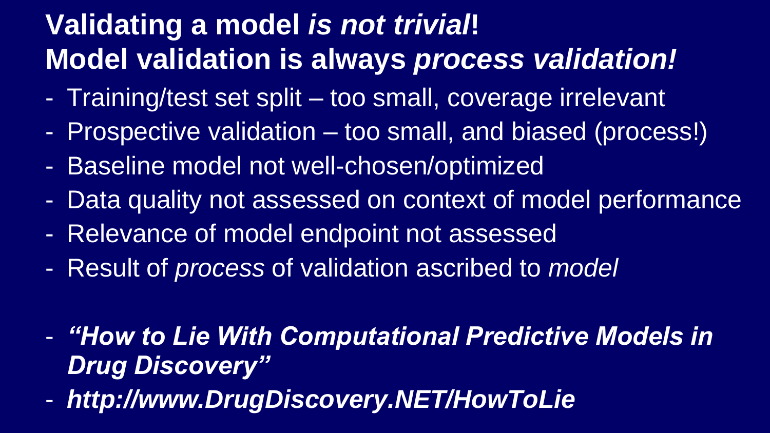# **Validating a model *is not trivial*!**
# **Model validation is always *process validation!***

- Training/test set split – too small, coverage irrelevant
- Prospective validation – too small, and biased (process!)
- Baseline model not well-chosen/optimized
- Data quality not assessed on context of model performance
- Relevance of model endpoint not assessed
- Result of *process* of validation ascribed to *model*

- ***"How to Lie With Computational Predictive Models in Drug Discovery"***
- ***http://www.DrugDiscovery.NET/HowToLie***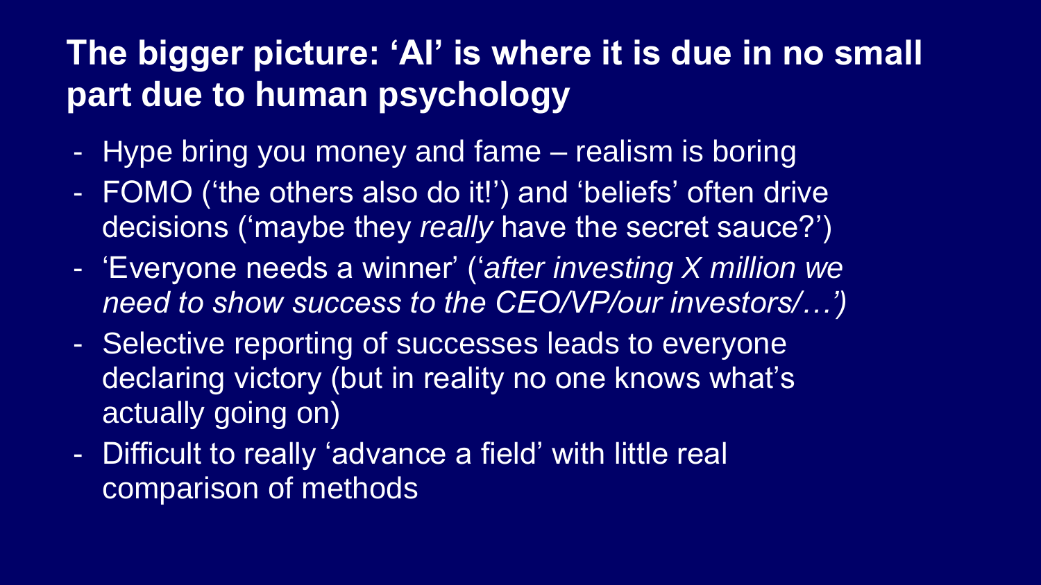## The bigger picture: 'AI' is where it is due in no small part due to human psychology

- Hype bring you money and fame – realism is boring
- FOMO ('the others also do it!') and 'beliefs' often drive decisions ('maybe they *really* have the secret sauce?')
- 'Everyone needs a winner' (*'after investing X million we need to show success to the CEO/VP/our investors/…')*
- Selective reporting of successes leads to everyone declaring victory (but in reality no one knows what's actually going on)
- Difficult to really 'advance a field' with little real comparison of methods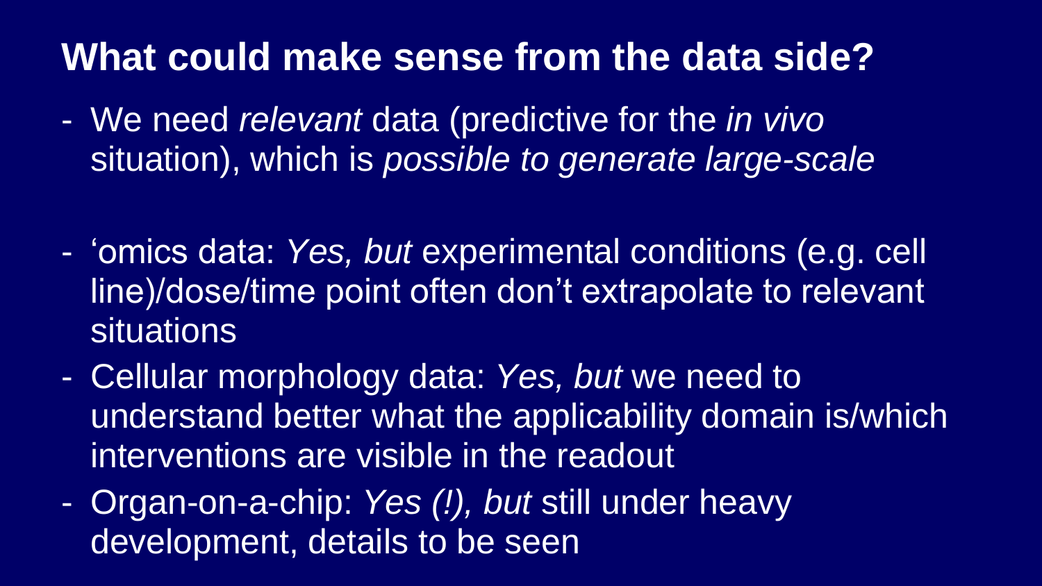# What could make sense from the data side?

- We need *relevant* data (predictive for the *in vivo* situation), which is *possible to generate large-scale*

- 'omics data: *Yes, but* experimental conditions (e.g. cell line)/dose/time point often don't extrapolate to relevant situations
- Cellular morphology data: *Yes, but* we need to understand better what the applicability domain is/which interventions are visible in the readout
- Organ-on-a-chip: *Yes (!), but* still under heavy development, details to be seen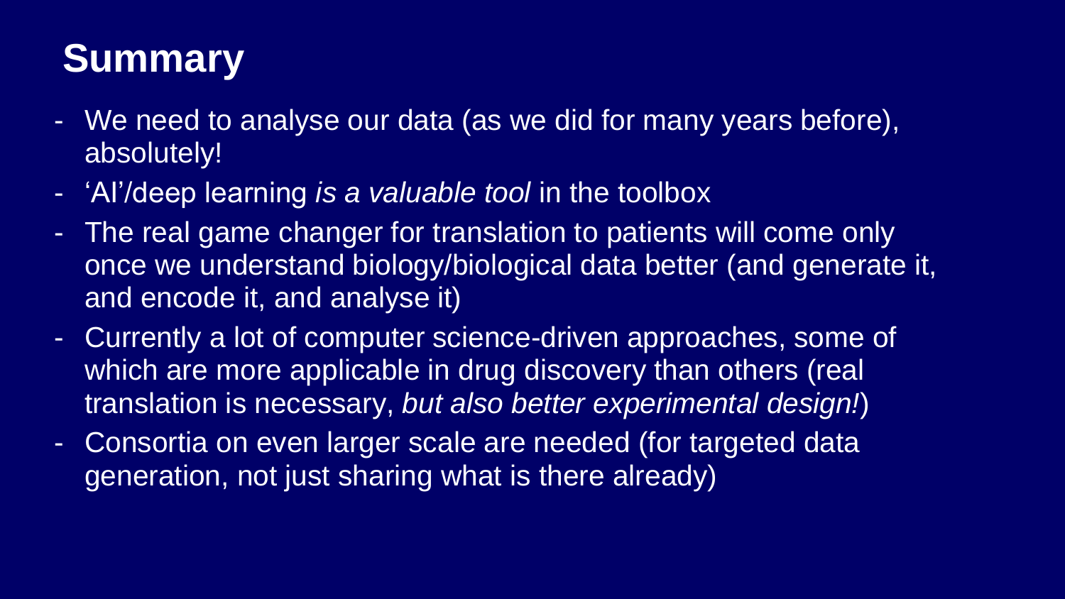# Summary

- We need to analyse our data (as we did for many years before), absolutely!
- 'AI'/deep learning *is a valuable tool* in the toolbox
- The real game changer for translation to patients will come only once we understand biology/biological data better (and generate it, and encode it, and analyse it)
- Currently a lot of computer science-driven approaches, some of which are more applicable in drug discovery than others (real translation is necessary, *but also better experimental design!*)
- Consortia on even larger scale are needed (for targeted data generation, not just sharing what is there already)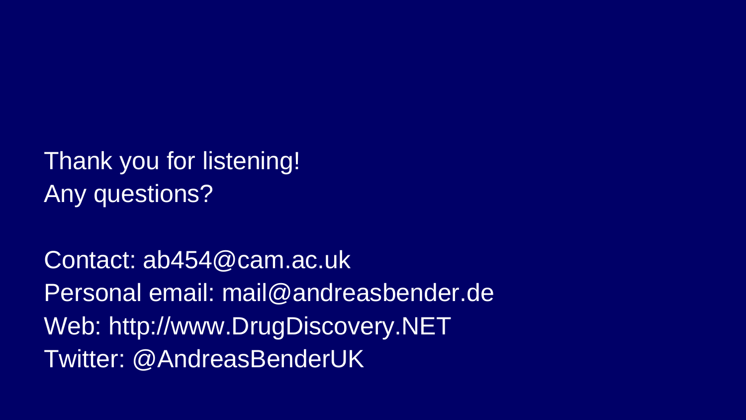Thank you for listening!
Any questions?

Contact: ab454@cam.ac.uk
Personal email: mail@andreasbender.de
Web: http://www.DrugDiscovery.NET
Twitter: @AndreasBenderUK